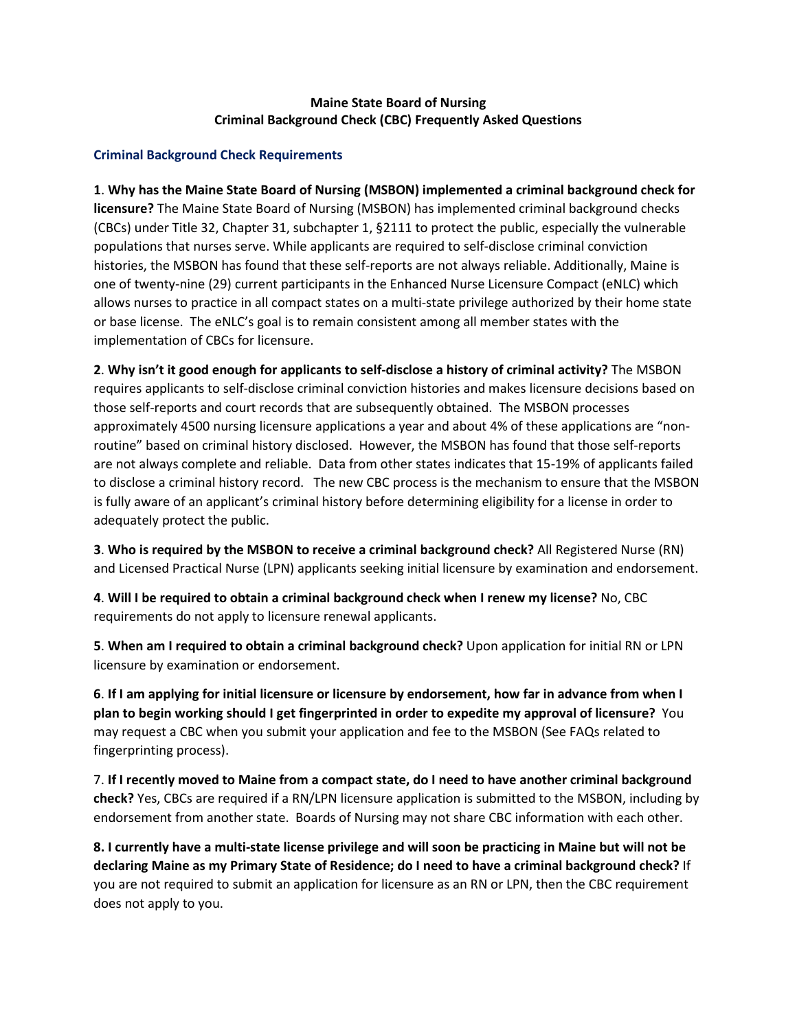**Maine State Board of Nursing**
**Criminal Background Check (CBC) Frequently Asked Questions**

## Criminal Background Check Requirements

**1**. **Why has the Maine State Board of Nursing (MSBON) implemented a criminal background check for licensure?** The Maine State Board of Nursing (MSBON) has implemented criminal background checks (CBCs) under Title 32, Chapter 31, subchapter 1, §2111 to protect the public, especially the vulnerable populations that nurses serve. While applicants are required to self-disclose criminal conviction histories, the MSBON has found that these self-reports are not always reliable. Additionally, Maine is one of twenty-nine (29) current participants in the Enhanced Nurse Licensure Compact (eNLC) which allows nurses to practice in all compact states on a multi-state privilege authorized by their home state or base license. The eNLC's goal is to remain consistent among all member states with the implementation of CBCs for licensure.

**2**. **Why isn't it good enough for applicants to self-disclose a history of criminal activity?** The MSBON requires applicants to self-disclose criminal conviction histories and makes licensure decisions based on those self-reports and court records that are subsequently obtained. The MSBON processes approximately 4500 nursing licensure applications a year and about 4% of these applications are "non-routine" based on criminal history disclosed. However, the MSBON has found that those self-reports are not always complete and reliable. Data from other states indicates that 15-19% of applicants failed to disclose a criminal history record. The new CBC process is the mechanism to ensure that the MSBON is fully aware of an applicant's criminal history before determining eligibility for a license in order to adequately protect the public.

**3**. **Who is required by the MSBON to receive a criminal background check?** All Registered Nurse (RN) and Licensed Practical Nurse (LPN) applicants seeking initial licensure by examination and endorsement.

**4**. **Will I be required to obtain a criminal background check when I renew my license?** No, CBC requirements do not apply to licensure renewal applicants.

**5**. **When am I required to obtain a criminal background check?** Upon application for initial RN or LPN licensure by examination or endorsement.

**6**. **If I am applying for initial licensure or licensure by endorsement, how far in advance from when I plan to begin working should I get fingerprinted in order to expedite my approval of licensure?** You may request a CBC when you submit your application and fee to the MSBON (See FAQs related to fingerprinting process).

7. **If I recently moved to Maine from a compact state, do I need to have another criminal background check?** Yes, CBCs are required if a RN/LPN licensure application is submitted to the MSBON, including by endorsement from another state. Boards of Nursing may not share CBC information with each other.

**8. I currently have a multi-state license privilege and will soon be practicing in Maine but will not be declaring Maine as my Primary State of Residence; do I need to have a criminal background check?** If you are not required to submit an application for licensure as an RN or LPN, then the CBC requirement does not apply to you.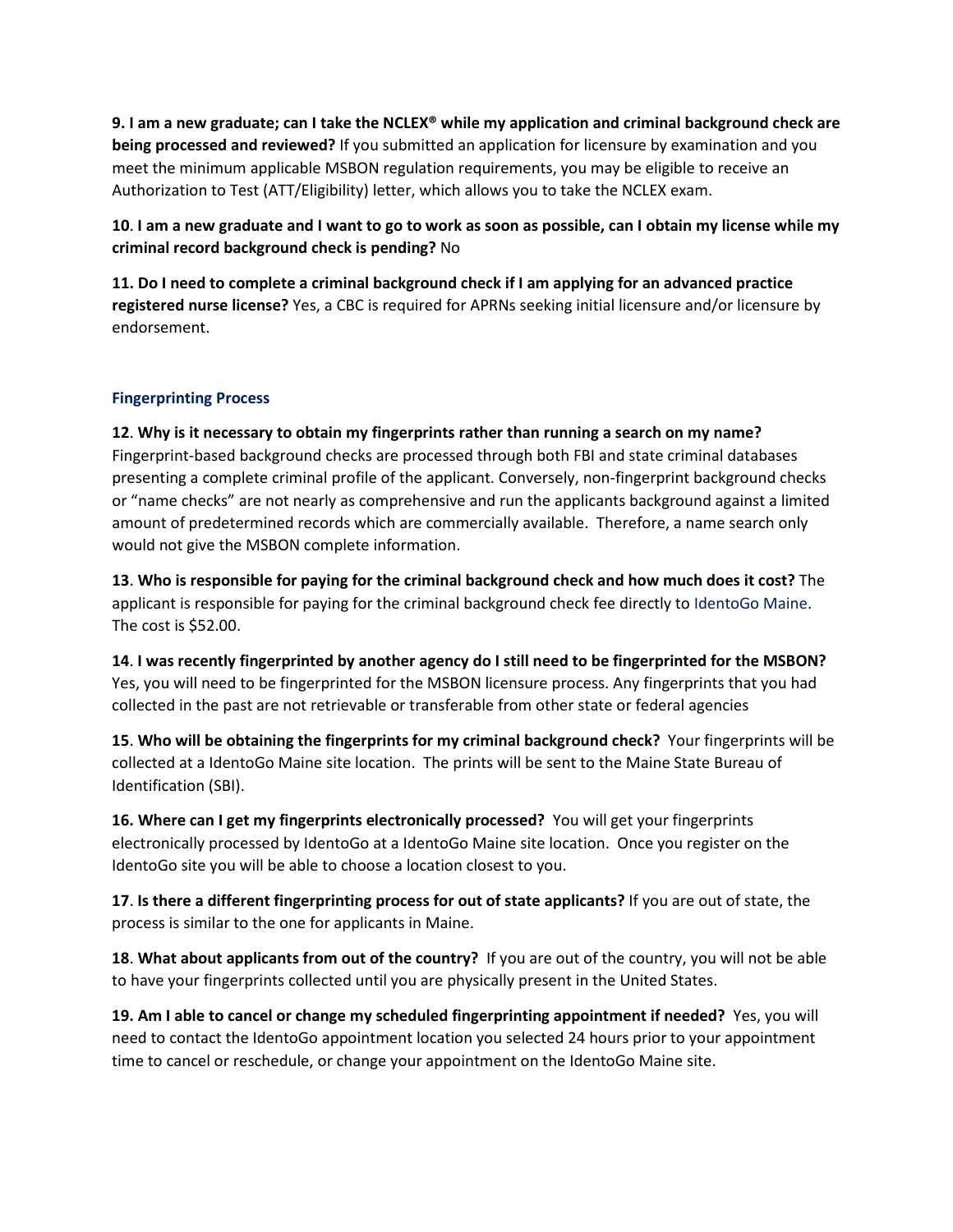**9. I am a new graduate; can I take the NCLEX® while my application and criminal background check are being processed and reviewed?** If you submitted an application for licensure by examination and you meet the minimum applicable MSBON regulation requirements, you may be eligible to receive an Authorization to Test (ATT/Eligibility) letter, which allows you to take the NCLEX exam.

**10**. **I am a new graduate and I want to go to work as soon as possible, can I obtain my license while my criminal record background check is pending?** No

**11. Do I need to complete a criminal background check if I am applying for an advanced practice registered nurse license?** Yes, a CBC is required for APRNs seeking initial licensure and/or licensure by endorsement.

### Fingerprinting Process

**12**. **Why is it necessary to obtain my fingerprints rather than running a search on my name?** Fingerprint-based background checks are processed through both FBI and state criminal databases presenting a complete criminal profile of the applicant. Conversely, non-fingerprint background checks or "name checks" are not nearly as comprehensive and run the applicants background against a limited amount of predetermined records which are commercially available. Therefore, a name search only would not give the MSBON complete information.

**13**. **Who is responsible for paying for the criminal background check and how much does it cost?** The applicant is responsible for paying for the criminal background check fee directly to IdentoGo Maine. The cost is $52.00.

**14**. **I was recently fingerprinted by another agency do I still need to be fingerprinted for the MSBON?** Yes, you will need to be fingerprinted for the MSBON licensure process. Any fingerprints that you had collected in the past are not retrievable or transferable from other state or federal agencies

**15**. **Who will be obtaining the fingerprints for my criminal background check?** Your fingerprints will be collected at a IdentoGo Maine site location. The prints will be sent to the Maine State Bureau of Identification (SBI).

**16. Where can I get my fingerprints electronically processed?** You will get your fingerprints electronically processed by IdentoGo at a IdentoGo Maine site location. Once you register on the IdentoGo site you will be able to choose a location closest to you.

**17**. **Is there a different fingerprinting process for out of state applicants?** If you are out of state, the process is similar to the one for applicants in Maine.

**18**. **What about applicants from out of the country?** If you are out of the country, you will not be able to have your fingerprints collected until you are physically present in the United States.

**19. Am I able to cancel or change my scheduled fingerprinting appointment if needed?** Yes, you will need to contact the IdentoGo appointment location you selected 24 hours prior to your appointment time to cancel or reschedule, or change your appointment on the IdentoGo Maine site.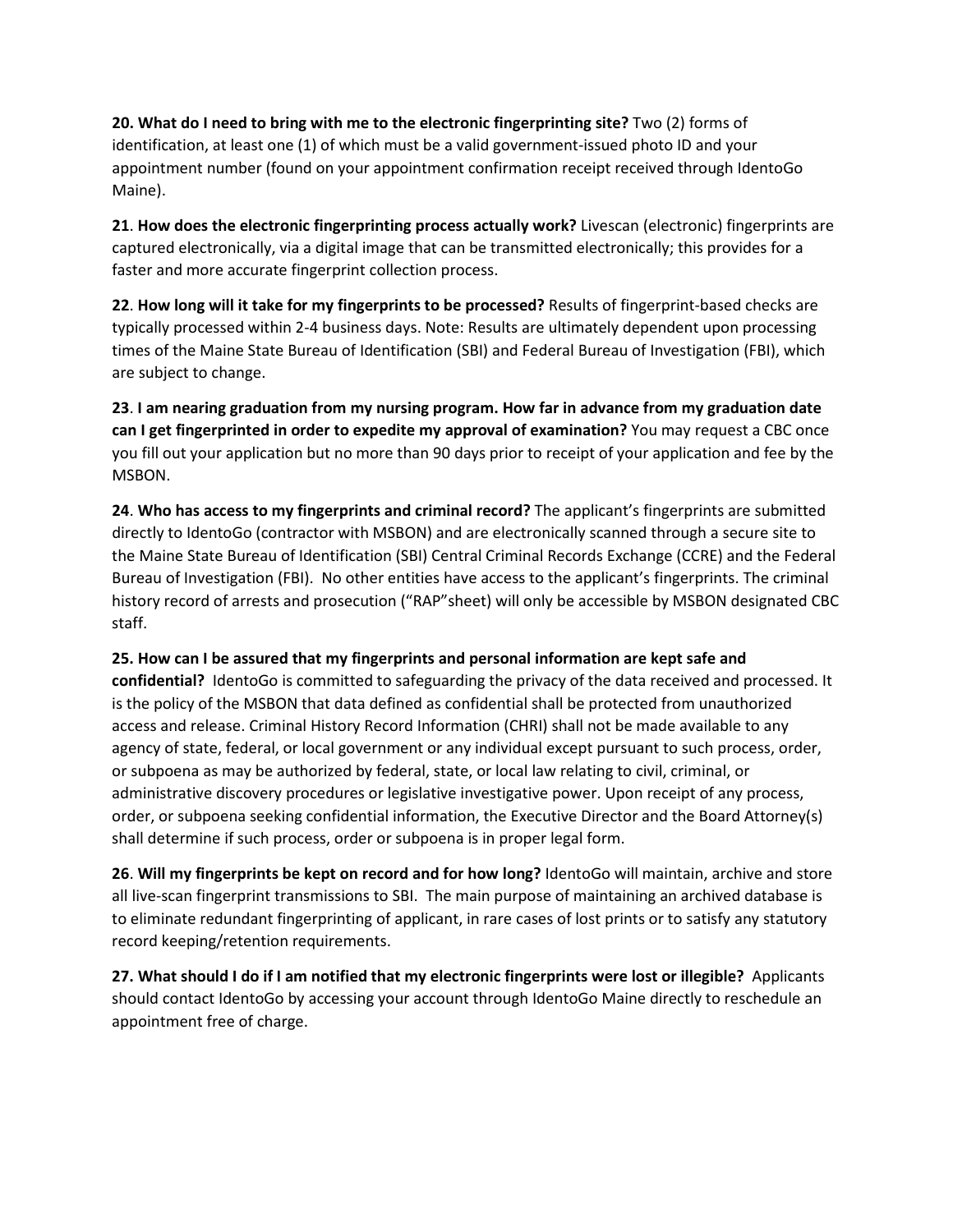**20. What do I need to bring with me to the electronic fingerprinting site?** Two (2) forms of identification, at least one (1) of which must be a valid government-issued photo ID and your appointment number (found on your appointment confirmation receipt received through IdentoGo Maine).

**21**. **How does the electronic fingerprinting process actually work?** Livescan (electronic) fingerprints are captured electronically, via a digital image that can be transmitted electronically; this provides for a faster and more accurate fingerprint collection process.

**22**. **How long will it take for my fingerprints to be processed?** Results of fingerprint-based checks are typically processed within 2-4 business days. Note: Results are ultimately dependent upon processing times of the Maine State Bureau of Identification (SBI) and Federal Bureau of Investigation (FBI), which are subject to change.

**23**. **I am nearing graduation from my nursing program. How far in advance from my graduation date can I get fingerprinted in order to expedite my approval of examination?** You may request a CBC once you fill out your application but no more than 90 days prior to receipt of your application and fee by the MSBON.

**24**. **Who has access to my fingerprints and criminal record?** The applicant's fingerprints are submitted directly to IdentoGo (contractor with MSBON) and are electronically scanned through a secure site to the Maine State Bureau of Identification (SBI) Central Criminal Records Exchange (CCRE) and the Federal Bureau of Investigation (FBI). No other entities have access to the applicant's fingerprints. The criminal history record of arrests and prosecution ("RAP"sheet) will only be accessible by MSBON designated CBC staff.

**25. How can I be assured that my fingerprints and personal information are kept safe and confidential?** IdentoGo is committed to safeguarding the privacy of the data received and processed. It is the policy of the MSBON that data defined as confidential shall be protected from unauthorized access and release. Criminal History Record Information (CHRI) shall not be made available to any agency of state, federal, or local government or any individual except pursuant to such process, order, or subpoena as may be authorized by federal, state, or local law relating to civil, criminal, or administrative discovery procedures or legislative investigative power. Upon receipt of any process, order, or subpoena seeking confidential information, the Executive Director and the Board Attorney(s) shall determine if such process, order or subpoena is in proper legal form.

**26**. **Will my fingerprints be kept on record and for how long?** IdentoGo will maintain, archive and store all live-scan fingerprint transmissions to SBI. The main purpose of maintaining an archived database is to eliminate redundant fingerprinting of applicant, in rare cases of lost prints or to satisfy any statutory record keeping/retention requirements.

**27. What should I do if I am notified that my electronic fingerprints were lost or illegible?** Applicants should contact IdentoGo by accessing your account through IdentoGo Maine directly to reschedule an appointment free of charge.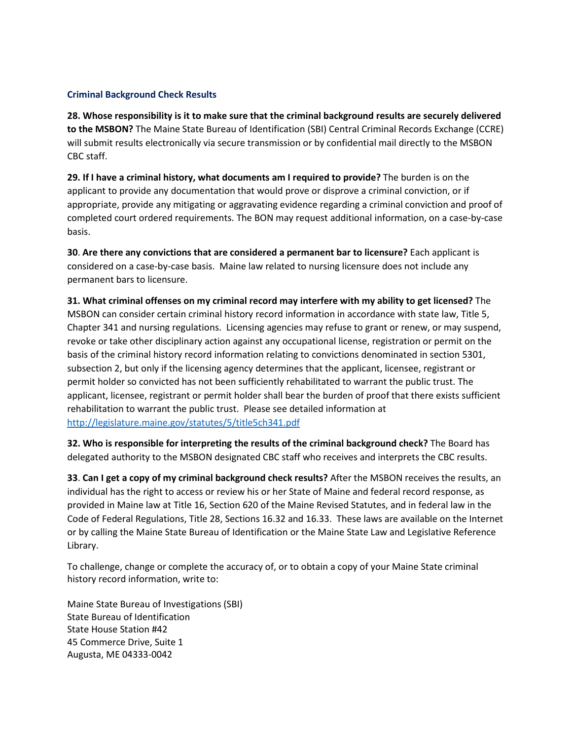### Criminal Background Check Results

**28. Whose responsibility is it to make sure that the criminal background results are securely delivered to the MSBON?** The Maine State Bureau of Identification (SBI) Central Criminal Records Exchange (CCRE) will submit results electronically via secure transmission or by confidential mail directly to the MSBON CBC staff.

**29. If I have a criminal history, what documents am I required to provide?** The burden is on the applicant to provide any documentation that would prove or disprove a criminal conviction, or if appropriate, provide any mitigating or aggravating evidence regarding a criminal conviction and proof of completed court ordered requirements. The BON may request additional information, on a case-by-case basis.

**30**. **Are there any convictions that are considered a permanent bar to licensure?** Each applicant is considered on a case-by-case basis. Maine law related to nursing licensure does not include any permanent bars to licensure.

**31. What criminal offenses on my criminal record may interfere with my ability to get licensed?** The MSBON can consider certain criminal history record information in accordance with state law, Title 5, Chapter 341 and nursing regulations. Licensing agencies may refuse to grant or renew, or may suspend, revoke or take other disciplinary action against any occupational license, registration or permit on the basis of the criminal history record information relating to convictions denominated in section 5301, subsection 2, but only if the licensing agency determines that the applicant, licensee, registrant or permit holder so convicted has not been sufficiently rehabilitated to warrant the public trust. The applicant, licensee, registrant or permit holder shall bear the burden of proof that there exists sufficient rehabilitation to warrant the public trust. Please see detailed information at [http://legislature.maine.gov/statutes/5/title5ch341.pdf](http://legislature.maine.gov/statutes/5/title5ch341.pdf)

**32. Who is responsible for interpreting the results of the criminal background check?** The Board has delegated authority to the MSBON designated CBC staff who receives and interprets the CBC results.

**33**. **Can I get a copy of my criminal background check results?** After the MSBON receives the results, an individual has the right to access or review his or her State of Maine and federal record response, as provided in Maine law at Title 16, Section 620 of the Maine Revised Statutes, and in federal law in the Code of Federal Regulations, Title 28, Sections 16.32 and 16.33. These laws are available on the Internet or by calling the Maine State Bureau of Identification or the Maine State Law and Legislative Reference Library.

To challenge, change or complete the accuracy of, or to obtain a copy of your Maine State criminal history record information, write to:

Maine State Bureau of Investigations (SBI)
State Bureau of Identification
State House Station #42
45 Commerce Drive, Suite 1
Augusta, ME 04333-0042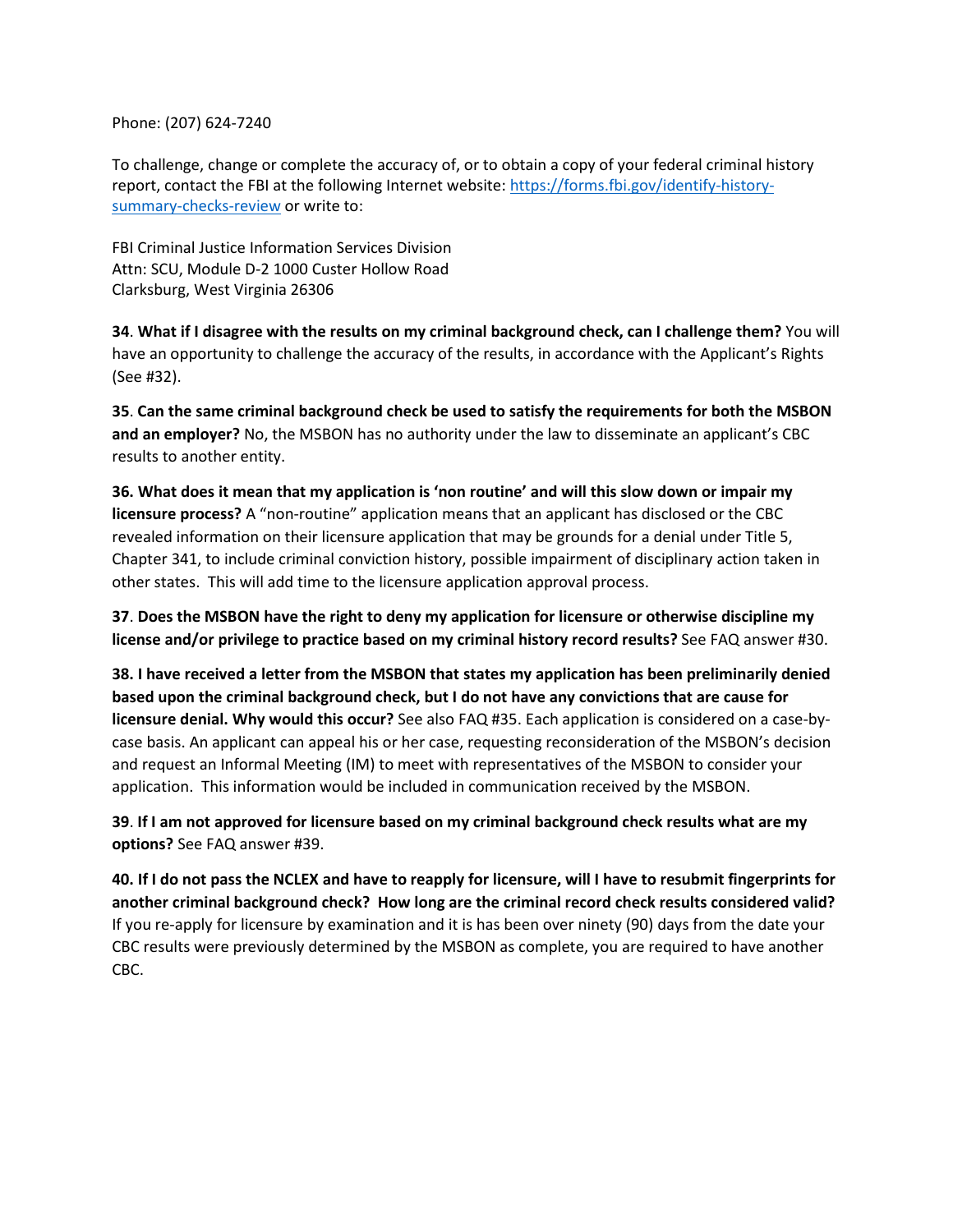Phone: (207) 624-7240

To challenge, change or complete the accuracy of, or to obtain a copy of your federal criminal history report, contact the FBI at the following Internet website: [https://forms.fbi.gov/identify-history-summary-checks-review](https://forms.fbi.gov/identify-history-summary-checks-review) or write to:

FBI Criminal Justice Information Services Division
Attn: SCU, Module D-2 1000 Custer Hollow Road
Clarksburg, West Virginia 26306

**34**. **What if I disagree with the results on my criminal background check, can I challenge them?** You will have an opportunity to challenge the accuracy of the results, in accordance with the Applicant's Rights (See #32).

**35**. **Can the same criminal background check be used to satisfy the requirements for both the MSBON and an employer?** No, the MSBON has no authority under the law to disseminate an applicant's CBC results to another entity.

**36. What does it mean that my application is 'non routine' and will this slow down or impair my licensure process?** A "non-routine" application means that an applicant has disclosed or the CBC revealed information on their licensure application that may be grounds for a denial under Title 5, Chapter 341, to include criminal conviction history, possible impairment of disciplinary action taken in other states. This will add time to the licensure application approval process.

**37**. **Does the MSBON have the right to deny my application for licensure or otherwise discipline my license and/or privilege to practice based on my criminal history record results?** See FAQ answer #30.

**38. I have received a letter from the MSBON that states my application has been preliminarily denied based upon the criminal background check, but I do not have any convictions that are cause for licensure denial. Why would this occur?** See also FAQ #35. Each application is considered on a case-by-case basis. An applicant can appeal his or her case, requesting reconsideration of the MSBON's decision and request an Informal Meeting (IM) to meet with representatives of the MSBON to consider your application. This information would be included in communication received by the MSBON.

**39**. **If I am not approved for licensure based on my criminal background check results what are my options?** See FAQ answer #39.

**40. If I do not pass the NCLEX and have to reapply for licensure, will I have to resubmit fingerprints for another criminal background check? How long are the criminal record check results considered valid?** If you re-apply for licensure by examination and it is has been over ninety (90) days from the date your CBC results were previously determined by the MSBON as complete, you are required to have another CBC.